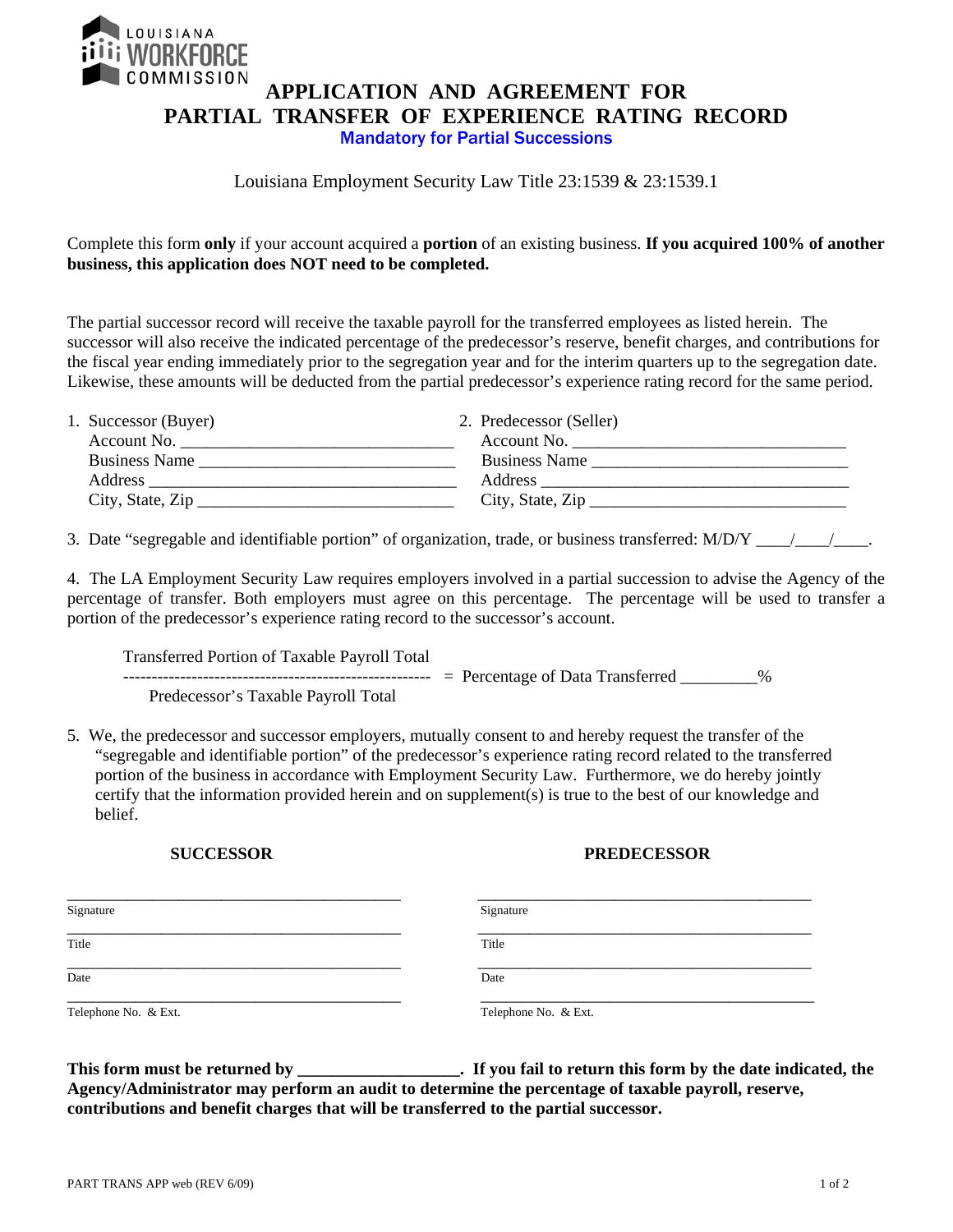LOUISIANA WORKFORCE COMMISSION

# APPLICATION AND AGREEMENT FOR PARTIAL TRANSFER OF EXPERIENCE RATING RECORD

**Mandatory for Partial Successions**

Louisiana Employment Security Law Title 23:1539 & 23:1539.1

Complete this form **only** if your account acquired a **portion** of an existing business. **If you acquired 100% of another business, this application does NOT need to be completed.**

The partial successor record will receive the taxable payroll for the transferred employees as listed herein. The successor will also receive the indicated percentage of the predecessor's reserve, benefit charges, and contributions for the fiscal year ending immediately prior to the segregation year and for the interim quarters up to the segregation date. Likewise, these amounts will be deducted from the partial predecessor's experience rating record for the same period.

1. Successor (Buyer)
   Account No. ______________________________
   Business Name ____________________________
   Address _________________________________
   City, State, Zip ___________________________

2. Predecessor (Seller)
   Account No. ______________________________
   Business Name ____________________________
   Address _________________________________
   City, State, Zip ___________________________

3. Date "segregable and identifiable portion" of organization, trade, or business transferred: M/D/Y ____/____/____.

4. The LA Employment Security Law requires employers involved in a partial succession to advise the Agency of the percentage of transfer. Both employers must agree on this percentage. The percentage will be used to transfer a portion of the predecessor's experience rating record to the successor's account.

$$\frac{\text{Transferred Portion of Taxable Payroll Total}}{\text{Predecessor's Taxable Payroll Total}} = \text{Percentage of Data Transferred \_\_\_\_\_\_\_\_\_\%}$$

5. We, the predecessor and successor employers, mutually consent to and hereby request the transfer of the "segregable and identifiable portion" of the predecessor's experience rating record related to the transferred portion of the business in accordance with Employment Security Law. Furthermore, we do hereby jointly certify that the information provided herein and on supplement(s) is true to the best of our knowledge and belief.

| **SUCCESSOR** | **PREDECESSOR** |
|---|---|
| ______________________________ Signature | ______________________________ Signature |
| ______________________________ Title | ______________________________ Title |
| ______________________________ Date | ______________________________ Date |
| ______________________________ Telephone No. & Ext. | ______________________________ Telephone No. & Ext. |

**This form must be returned by __________________. If you fail to return this form by the date indicated, the Agency/Administrator may perform an audit to determine the percentage of taxable payroll, reserve, contributions and benefit charges that will be transferred to the partial successor.**

PART TRANS APP web (REV 6/09)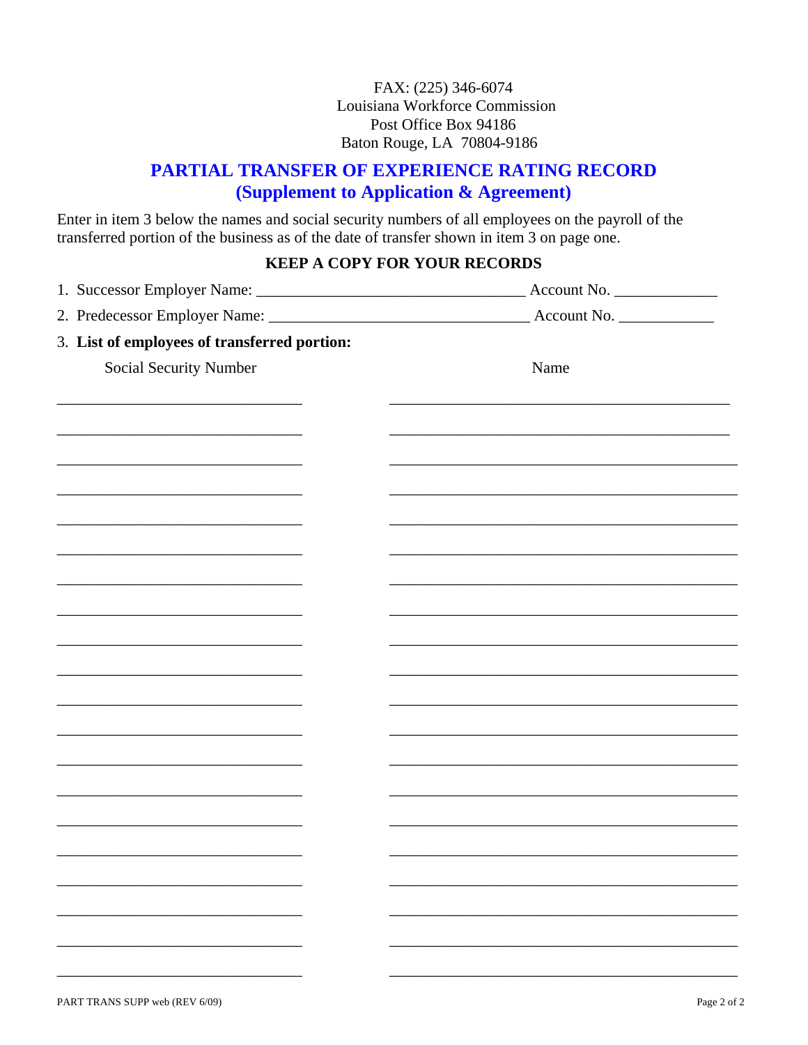FAX: (225) 346-6074
Louisiana Workforce Commission
Post Office Box 94186
Baton Rouge, LA 70804-9186

# PARTIAL TRANSFER OF EXPERIENCE RATING RECORD
## (Supplement to Application & Agreement)

Enter in item 3 below the names and social security numbers of all employees on the payroll of the transferred portion of the business as of the date of transfer shown in item 3 on page one.

**KEEP A COPY FOR YOUR RECORDS**

1. Successor Employer Name: ________________________________ Account No. ____________
2. Predecessor Employer Name: ______________________________ Account No. ___________
3. **List of employees of transferred portion:**

| Social Security Number | Name |
|---|---|
| | |
| | |
| | |
| | |
| | |
| | |
| | |
| | |
| | |
| | |
| | |
| | |
| | |
| | |
| | |
| | |
| | |
| | |
| | |
| | |

PART TRANS SUPP web (REV 6/09)